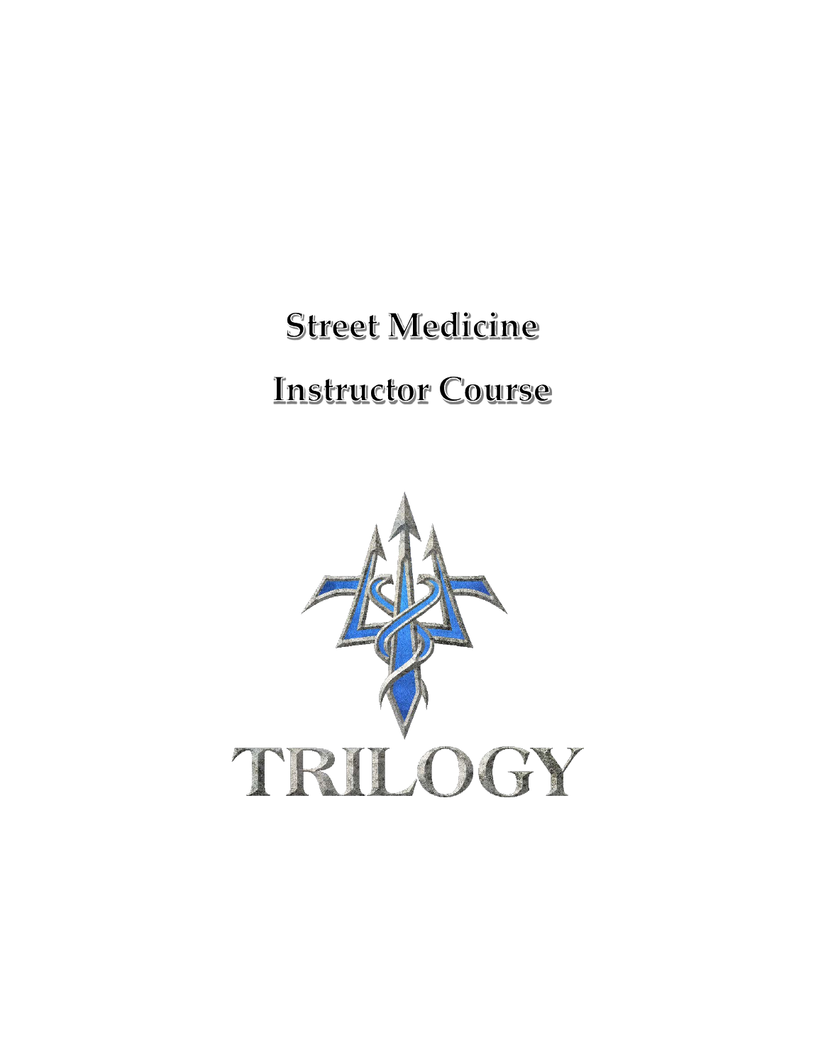# Street Medicine

# Instructor Course

TRILOGY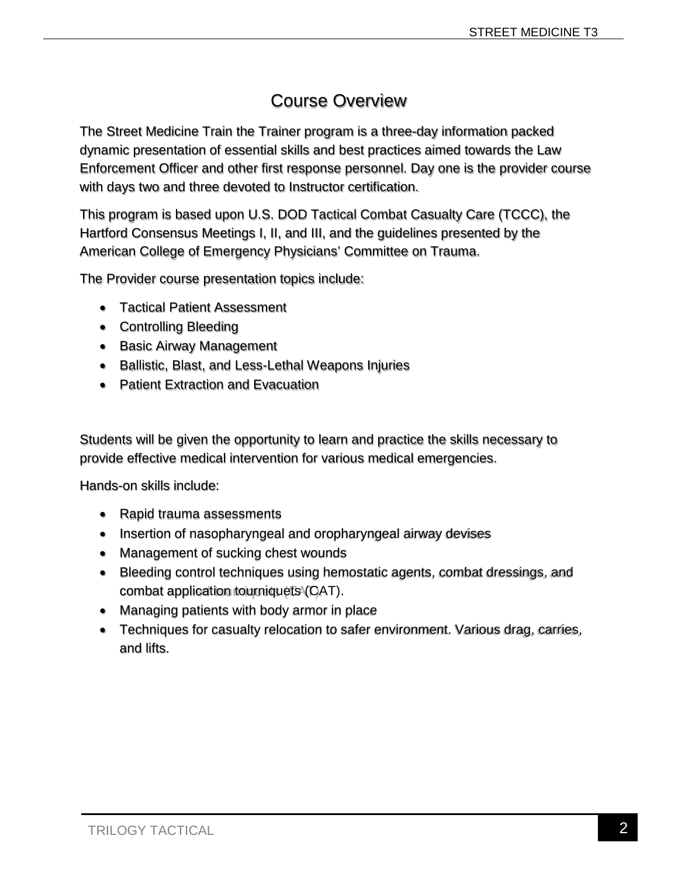# Course Overview

The Street Medicine Train the Trainer program is a three-day information packed dynamic presentation of essential skills and best practices aimed towards the Law Enforcement Officer and other first response personnel. Day one is the provider course with days two and three devoted to Instructor certification.

This program is based upon U.S. DOD Tactical Combat Casualty Care (TCCC), the Hartford Consensus Meetings I, II, and III, and the guidelines presented by the American College of Emergency Physicians' Committee on Trauma.

The Provider course presentation topics include:

- Tactical Patient Assessment
- Controlling Bleeding
- Basic Airway Management
- Ballistic, Blast, and Less-Lethal Weapons Injuries
- Patient Extraction and Evacuation

Students will be given the opportunity to learn and practice the skills necessary to provide effective medical intervention for various medical emergencies.

Hands-on skills include:

- Rapid trauma assessments
- Insertion of nasopharyngeal and oropharyngeal airway devises
- Management of sucking chest wounds
- Bleeding control techniques using hemostatic agents, combat dressings, and combat application tourniquets (CAT).
- Managing patients with body armor in place
- Techniques for casualty relocation to safer environment. Various drag, carries, and lifts.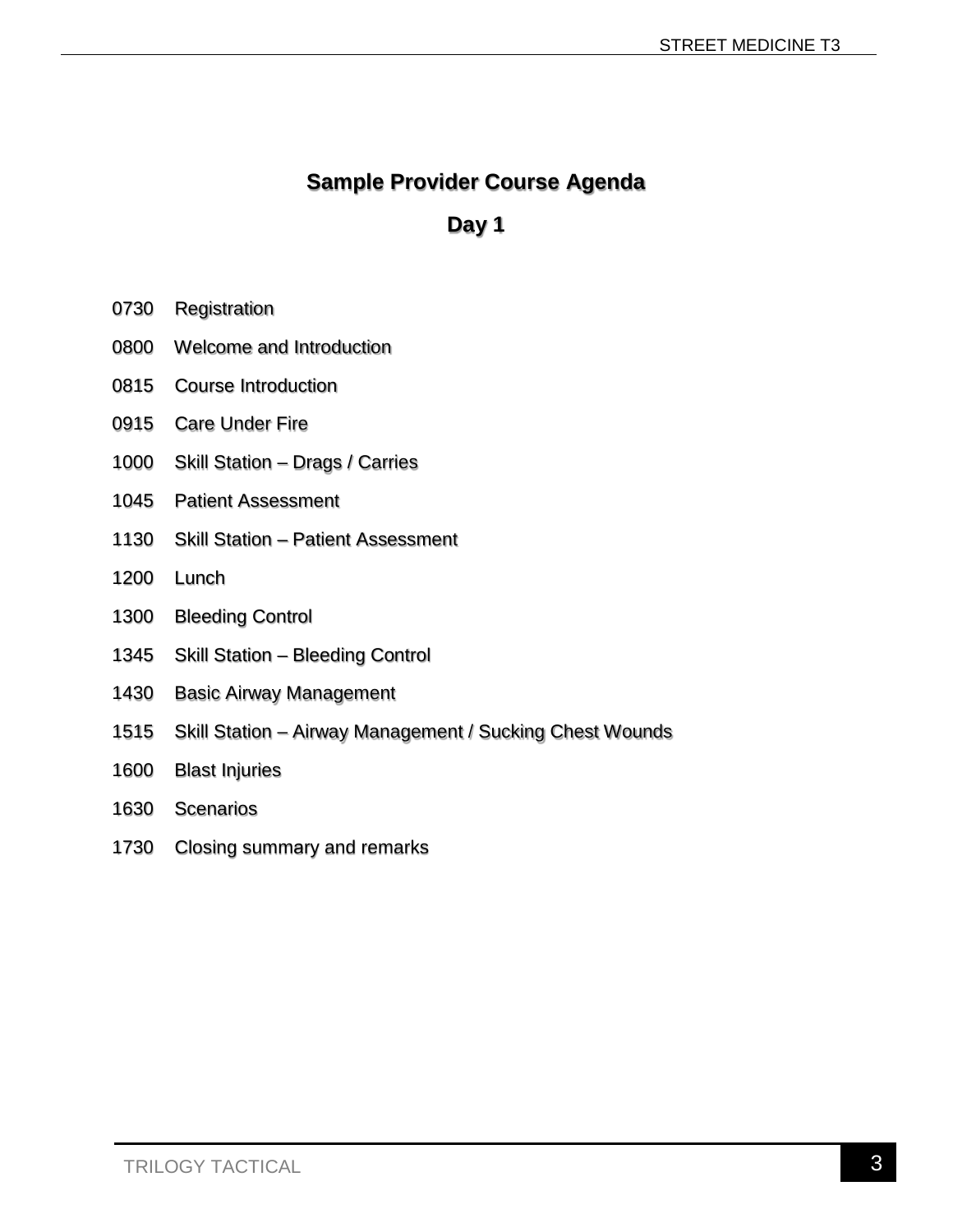# Sample Provider Course Agenda

## Day 1

0730 Registration

0800 Welcome and Introduction

0815 Course Introduction

0915 Care Under Fire

1000 Skill Station – Drags / Carries

1045 Patient Assessment

1130 Skill Station – Patient Assessment

1200 Lunch

1300 Bleeding Control

1345 Skill Station – Bleeding Control

1430 Basic Airway Management

1515 Skill Station – Airway Management / Sucking Chest Wounds

1600 Blast Injuries

1630 Scenarios

1730 Closing summary and remarks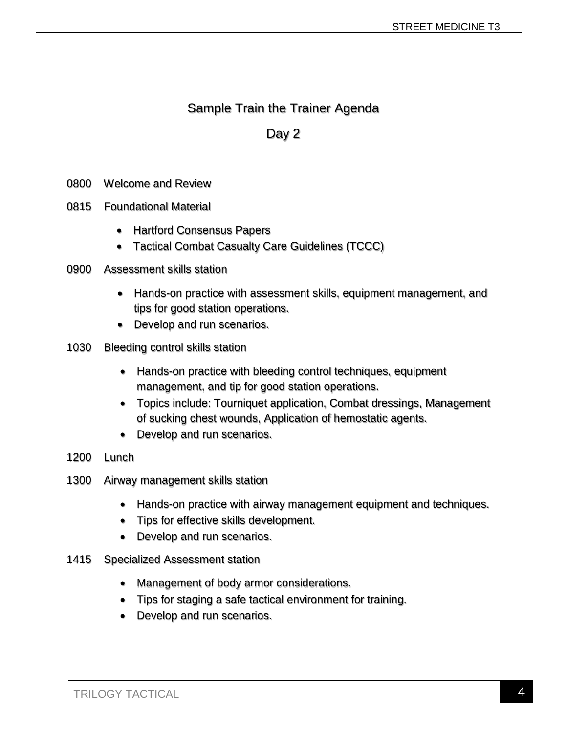# Sample Train the Trainer Agenda

## Day 2

0800 Welcome and Review

0815 Foundational Material

- Hartford Consensus Papers
- Tactical Combat Casualty Care Guidelines (TCCC)

0900 Assessment skills station

- Hands-on practice with assessment skills, equipment management, and tips for good station operations.
- Develop and run scenarios.

1030 Bleeding control skills station

- Hands-on practice with bleeding control techniques, equipment management, and tip for good station operations.
- Topics include: Tourniquet application, Combat dressings, Management of sucking chest wounds, Application of hemostatic agents.
- Develop and run scenarios.

1200 Lunch

1300 Airway management skills station

- Hands-on practice with airway management equipment and techniques.
- Tips for effective skills development.
- Develop and run scenarios.

1415 Specialized Assessment station

- Management of body armor considerations.
- Tips for staging a safe tactical environment for training.
- Develop and run scenarios.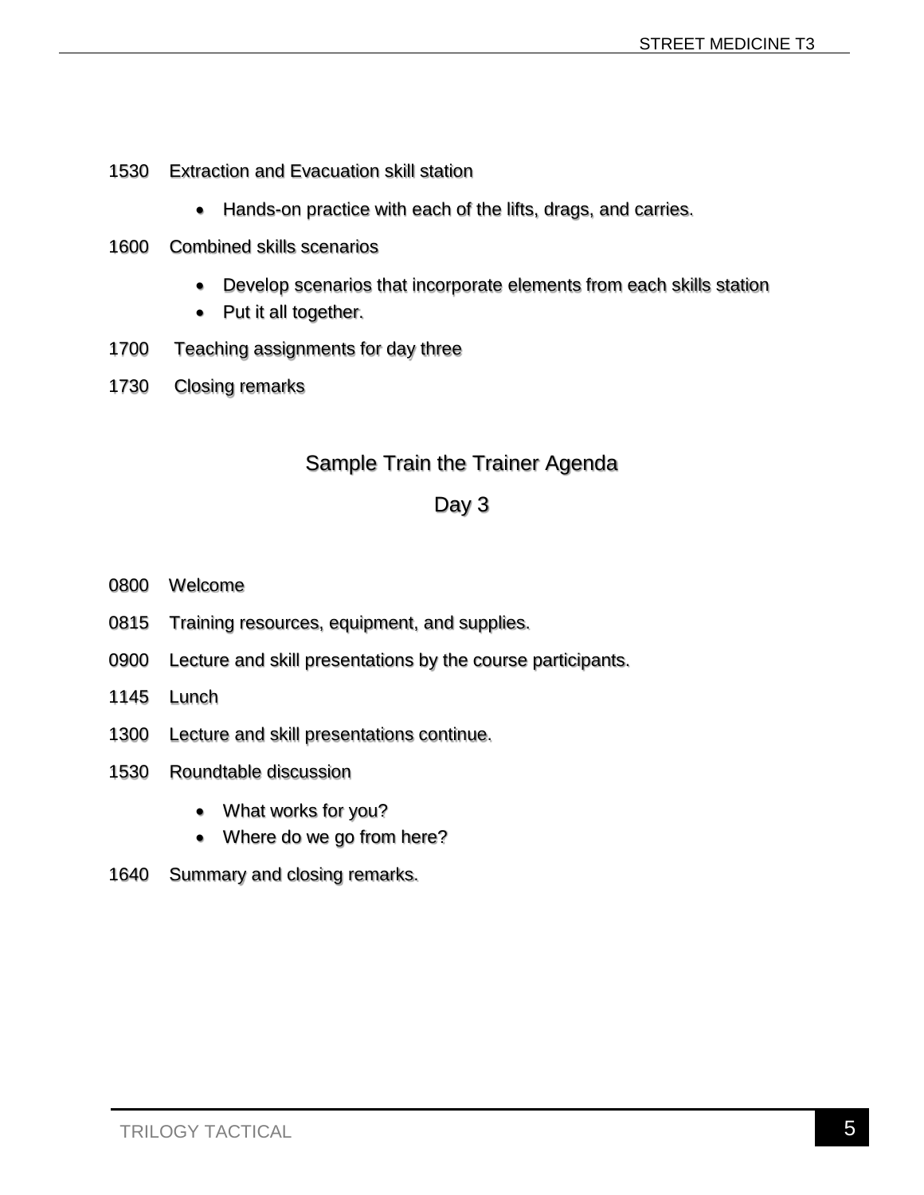1530 Extraction and Evacuation skill station

- Hands-on practice with each of the lifts, drags, and carries.

1600 Combined skills scenarios

- Develop scenarios that incorporate elements from each skills station
- Put it all together.

1700 Teaching assignments for day three

1730 Closing remarks

## Sample Train the Trainer Agenda

## Day 3

0800 Welcome

0815 Training resources, equipment, and supplies.

0900 Lecture and skill presentations by the course participants.

1145 Lunch

1300 Lecture and skill presentations continue.

1530 Roundtable discussion

- What works for you?
- Where do we go from here?

1640 Summary and closing remarks.